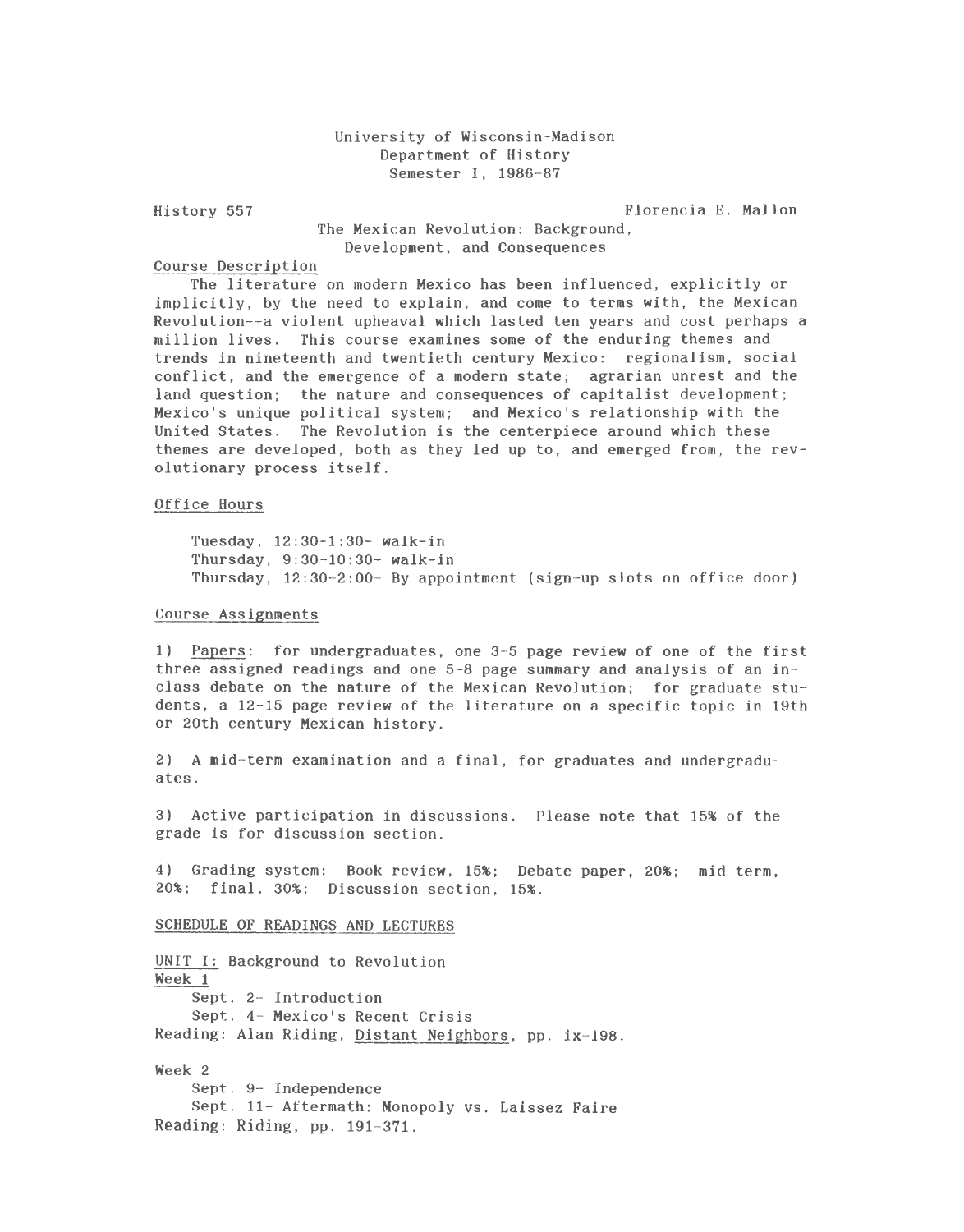University of Wisconsin-Madison
Department of History
Semester I, 1986-87

History 557 — Florencia E. Mallon

# The Mexican Revolution: Background, Development, and Consequences

## Course Description

The literature on modern Mexico has been influenced, explicitly or implicitly, by the need to explain, and come to terms with, the Mexican Revolution--a violent upheaval which lasted ten years and cost perhaps a million lives. This course examines some of the enduring themes and trends in nineteenth and twentieth century Mexico: regionalism, social conflict, and the emergence of a modern state; agrarian unrest and the land question; the nature and consequences of capitalist development; Mexico's unique political system; and Mexico's relationship with the United States. The Revolution is the centerpiece around which these themes are developed, both as they led up to, and emerged from, the revolutionary process itself.

## Office Hours

Tuesday, 12:30-1:30- walk-in
Thursday, 9:30-10:30- walk-in
Thursday, 12:30-2:00- By appointment (sign-up slots on office door)

## Course Assignments

1) Papers: for undergraduates, one 3-5 page review of one of the first three assigned readings and one 5-8 page summary and analysis of an in-class debate on the nature of the Mexican Revolution; for graduate students, a 12-15 page review of the literature on a specific topic in 19th or 20th century Mexican history.

2) A mid-term examination and a final, for graduates and undergraduates.

3) Active participation in discussions. Please note that 15% of the grade is for discussion section.

4) Grading system: Book review, 15%; Debate paper, 20%; mid-term, 20%; final, 30%; Discussion section, 15%.

## SCHEDULE OF READINGS AND LECTURES

### UNIT I: Background to Revolution

**Week 1**

Sept. 2- Introduction
Sept. 4- Mexico's Recent Crisis

Reading: Alan Riding, *Distant Neighbors*, pp. ix-198.

**Week 2**

Sept. 9- Independence
Sept. 11- Aftermath: Monopoly vs. Laissez Faire

Reading: Riding, pp. 191-371.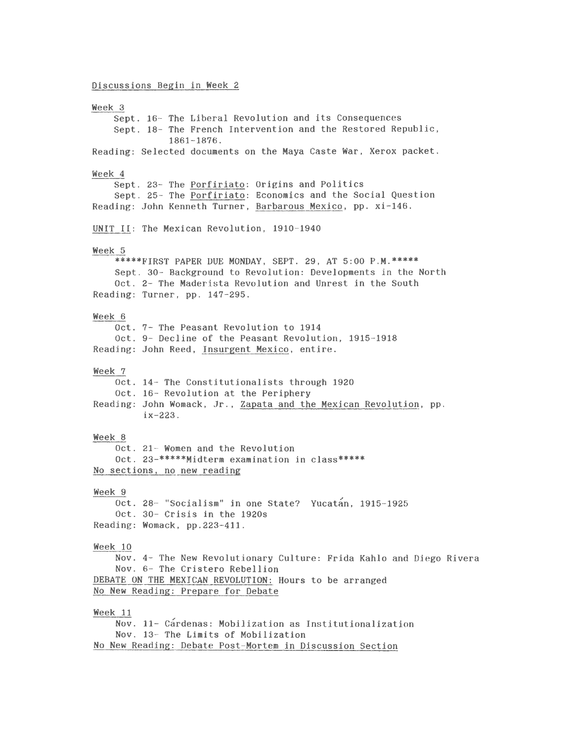Discussions Begin in Week 2

Week 3

- Sept. 16- The Liberal Revolution and its Consequences
- Sept. 18- The French Intervention and the Restored Republic, 1861-1876.

Reading: Selected documents on the Maya Caste War, Xerox packet.

Week 4

- Sept. 23- The *Porfiriato*: Origins and Politics
- Sept. 25- The *Porfiriato*: Economics and the Social Question

Reading: John Kenneth Turner, *Barbarous Mexico*, pp. xi-146.

UNIT II: The Mexican Revolution, 1910-1940

Week 5

*****FIRST PAPER DUE MONDAY, SEPT. 29, AT 5:00 P.M.*****

- Sept. 30- Background to Revolution: Developments in the North
- Oct. 2- The Maderista Revolution and Unrest in the South

Reading: Turner, pp. 147-295.

Week 6

- Oct. 7- The Peasant Revolution to 1914
- Oct. 9- Decline of the Peasant Revolution, 1915-1918

Reading: John Reed, *Insurgent Mexico*, entire.

Week 7

- Oct. 14- The Constitutionalists through 1920
- Oct. 16- Revolution at the Periphery

Reading: John Womack, Jr., *Zapata and the Mexican Revolution*, pp. ix-223.

Week 8

- Oct. 21- Women and the Revolution
- Oct. 23-*****Midterm examination in class*****

No sections, no new reading

Week 9

- Oct. 28- "Socialism" in one State? Yucatán, 1915-1925
- Oct. 30- Crisis in the 1920s

Reading: Womack, pp.223-411.

Week 10

- Nov. 4- The New Revolutionary Culture: Frida Kahlo and Diego Rivera
- Nov. 6- The Cristero Rebellion

DEBATE ON THE MEXICAN REVOLUTION: Hours to be arranged

No New Reading: Prepare for Debate

Week 11

- Nov. 11- Cárdenas: Mobilization as Institutionalization
- Nov. 13- The Limits of Mobilization

No New Reading: Debate Post-Mortem in Discussion Section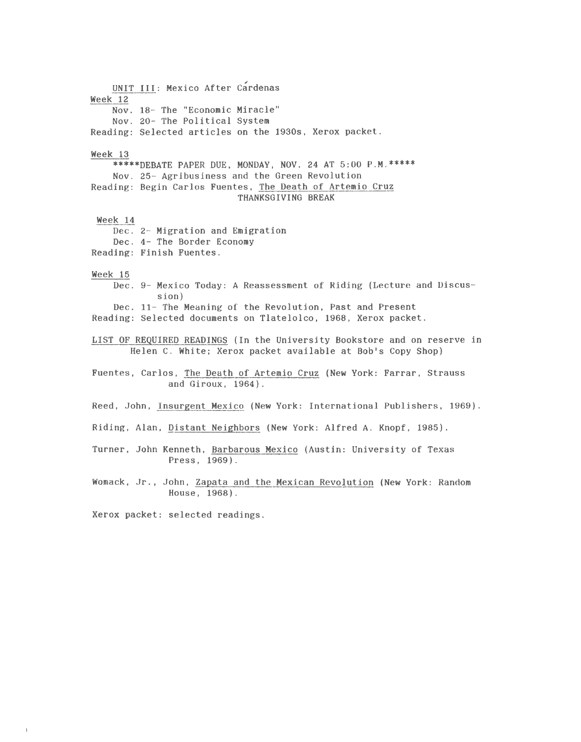UNIT III: Mexico After Cárdenas

Week 12

Nov. 18- The "Economic Miracle"

Nov. 20- The Political System

Reading: Selected articles on the 1930s, Xerox packet.

Week 13

*****DEBATE PAPER DUE, MONDAY, NOV. 24 AT 5:00 P.M.*****

Nov. 25- Agribusiness and the Green Revolution

Reading: Begin Carlos Fuentes, The Death of Artemio Cruz

THANKSGIVING BREAK

Week 14

Dec. 2- Migration and Emigration

Dec. 4- The Border Economy

Reading: Finish Fuentes.

Week 15

Dec. 9- Mexico Today: A Reassessment of Riding (Lecture and Discussion)

Dec. 11- The Meaning of the Revolution, Past and Present

Reading: Selected documents on Tlatelolco, 1968, Xerox packet.

LIST OF REQUIRED READINGS (In the University Bookstore and on reserve in Helen C. White; Xerox packet available at Bob's Copy Shop)

Fuentes, Carlos, The Death of Artemio Cruz (New York: Farrar, Strauss and Giroux, 1964).

Reed, John, Insurgent Mexico (New York: International Publishers, 1969).

Riding, Alan, Distant Neighbors (New York: Alfred A. Knopf, 1985).

Turner, John Kenneth, Barbarous Mexico (Austin: University of Texas Press, 1969).

Womack, Jr., John, Zapata and the Mexican Revolution (New York: Random House, 1968).

Xerox packet: selected readings.